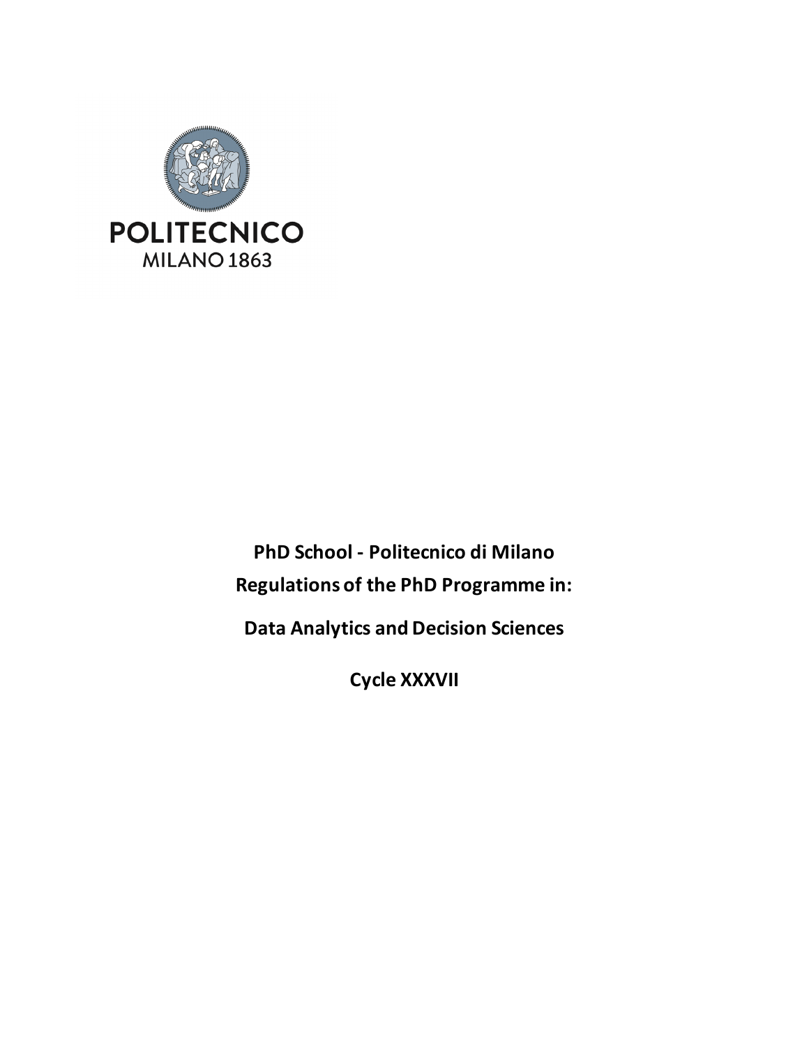POLITECNICO
MILANO 1863

**PhD School - Politecnico di Milano**

**Regulations of the PhD Programme in:**

**Data Analytics and Decision Sciences**

**Cycle XXXVII**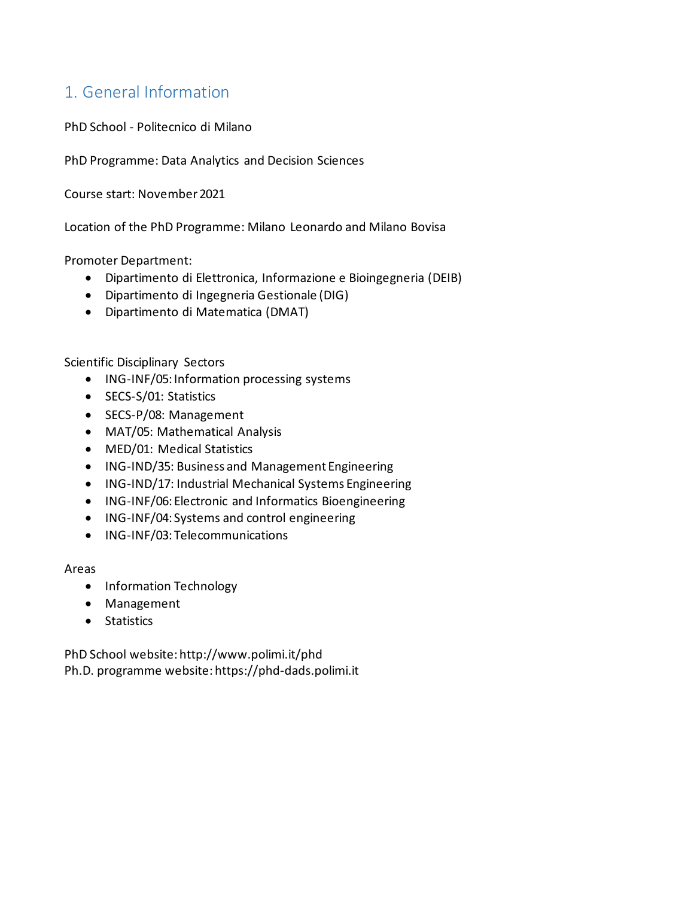## 1. General Information

PhD School - Politecnico di Milano

PhD Programme: Data Analytics and Decision Sciences

Course start: November 2021

Location of the PhD Programme: Milano Leonardo and Milano Bovisa

Promoter Department:

- Dipartimento di Elettronica, Informazione e Bioingegneria (DEIB)
- Dipartimento di Ingegneria Gestionale (DIG)
- Dipartimento di Matematica (DMAT)

Scientific Disciplinary Sectors

- ING-INF/05: Information processing systems
- SECS-S/01: Statistics
- SECS-P/08: Management
- MAT/05: Mathematical Analysis
- MED/01: Medical Statistics
- ING-IND/35: Business and Management Engineering
- ING-IND/17: Industrial Mechanical Systems Engineering
- ING-INF/06: Electronic and Informatics Bioengineering
- ING-INF/04: Systems and control engineering
- ING-INF/03: Telecommunications

Areas

- Information Technology
- Management
- Statistics

PhD School website: http://www.polimi.it/phd
Ph.D. programme website: https://phd-dads.polimi.it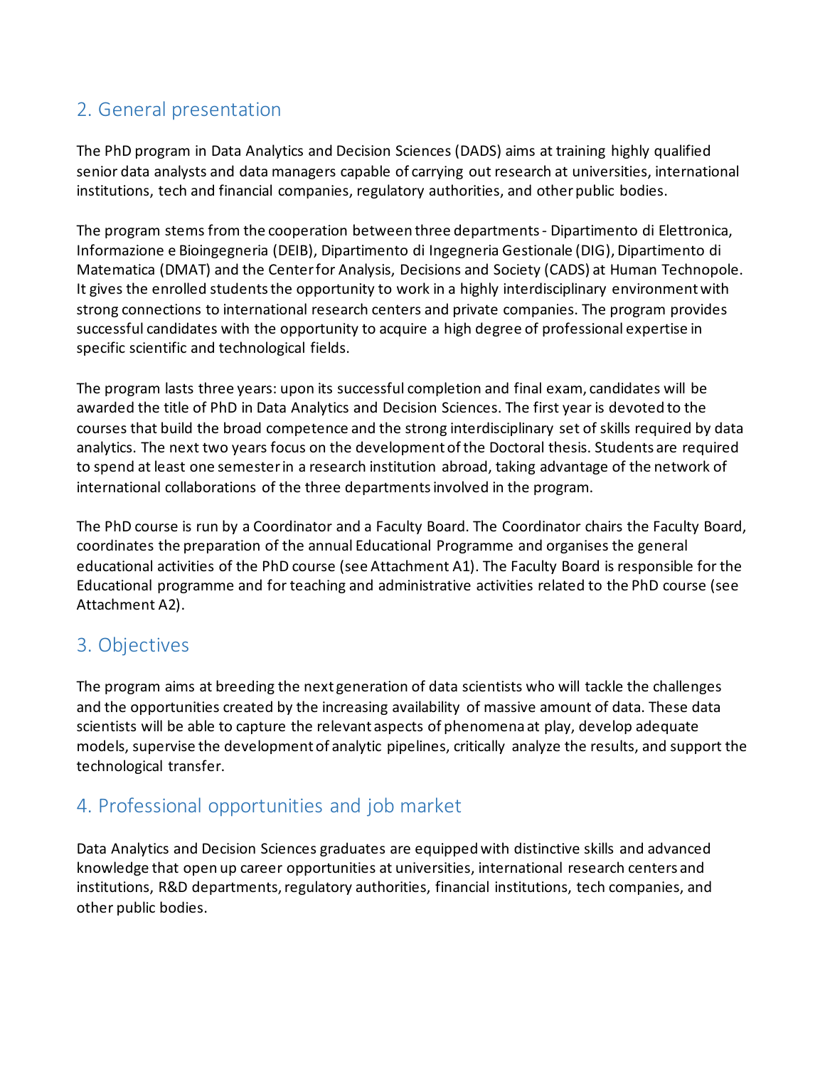## 2. General presentation

The PhD program in Data Analytics and Decision Sciences (DADS) aims at training highly qualified senior data analysts and data managers capable of carrying out research at universities, international institutions, tech and financial companies, regulatory authorities, and other public bodies.

The program stems from the cooperation between three departments - Dipartimento di Elettronica, Informazione e Bioingegneria (DEIB), Dipartimento di Ingegneria Gestionale (DIG), Dipartimento di Matematica (DMAT) and the Center for Analysis, Decisions and Society (CADS) at Human Technopole. It gives the enrolled students the opportunity to work in a highly interdisciplinary environment with strong connections to international research centers and private companies. The program provides successful candidates with the opportunity to acquire a high degree of professional expertise in specific scientific and technological fields.

The program lasts three years: upon its successful completion and final exam, candidates will be awarded the title of PhD in Data Analytics and Decision Sciences. The first year is devoted to the courses that build the broad competence and the strong interdisciplinary set of skills required by data analytics. The next two years focus on the development of the Doctoral thesis. Students are required to spend at least one semester in a research institution abroad, taking advantage of the network of international collaborations of the three departments involved in the program.

The PhD course is run by a Coordinator and a Faculty Board. The Coordinator chairs the Faculty Board, coordinates the preparation of the annual Educational Programme and organises the general educational activities of the PhD course (see Attachment A1). The Faculty Board is responsible for the Educational programme and for teaching and administrative activities related to the PhD course (see Attachment A2).

## 3. Objectives

The program aims at breeding the next generation of data scientists who will tackle the challenges and the opportunities created by the increasing availability of massive amount of data. These data scientists will be able to capture the relevant aspects of phenomena at play, develop adequate models, supervise the development of analytic pipelines, critically analyze the results, and support the technological transfer.

## 4. Professional opportunities and job market

Data Analytics and Decision Sciences graduates are equipped with distinctive skills and advanced knowledge that open up career opportunities at universities, international research centers and institutions, R&D departments, regulatory authorities, financial institutions, tech companies, and other public bodies.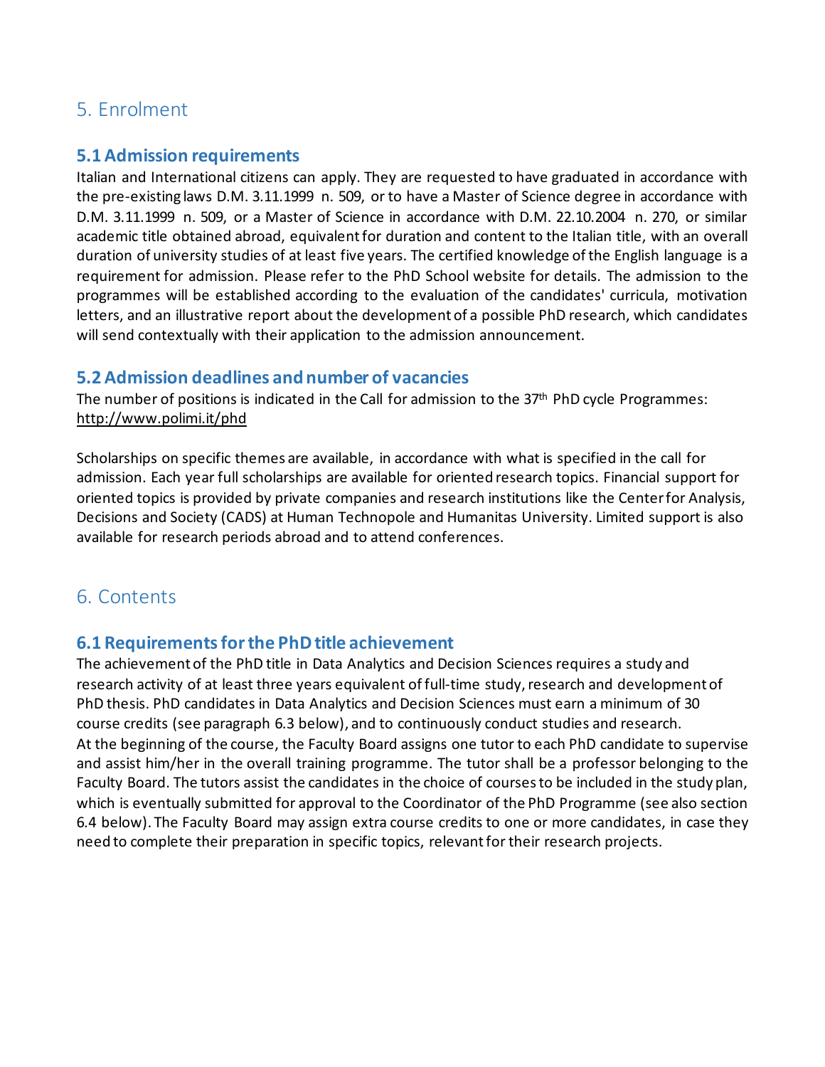## 5. Enrolment

### 5.1 Admission requirements

Italian and International citizens can apply. They are requested to have graduated in accordance with the pre-existing laws D.M. 3.11.1999 n. 509, or to have a Master of Science degree in accordance with D.M. 3.11.1999 n. 509, or a Master of Science in accordance with D.M. 22.10.2004 n. 270, or similar academic title obtained abroad, equivalent for duration and content to the Italian title, with an overall duration of university studies of at least five years. The certified knowledge of the English language is a requirement for admission. Please refer to the PhD School website for details. The admission to the programmes will be established according to the evaluation of the candidates' curricula, motivation letters, and an illustrative report about the development of a possible PhD research, which candidates will send contextually with their application to the admission announcement.

### 5.2 Admission deadlines and number of vacancies

The number of positions is indicated in the Call for admission to the 37th PhD cycle Programmes: http://www.polimi.it/phd

Scholarships on specific themes are available, in accordance with what is specified in the call for admission. Each year full scholarships are available for oriented research topics. Financial support for oriented topics is provided by private companies and research institutions like the Center for Analysis, Decisions and Society (CADS) at Human Technopole and Humanitas University. Limited support is also available for research periods abroad and to attend conferences.

## 6. Contents

### 6.1 Requirements for the PhD title achievement

The achievement of the PhD title in Data Analytics and Decision Sciences requires a study and research activity of at least three years equivalent of full-time study, research and development of PhD thesis. PhD candidates in Data Analytics and Decision Sciences must earn a minimum of 30 course credits (see paragraph 6.3 below), and to continuously conduct studies and research.
At the beginning of the course, the Faculty Board assigns one tutor to each PhD candidate to supervise and assist him/her in the overall training programme. The tutor shall be a professor belonging to the Faculty Board. The tutors assist the candidates in the choice of courses to be included in the study plan, which is eventually submitted for approval to the Coordinator of the PhD Programme (see also section 6.4 below). The Faculty Board may assign extra course credits to one or more candidates, in case they need to complete their preparation in specific topics, relevant for their research projects.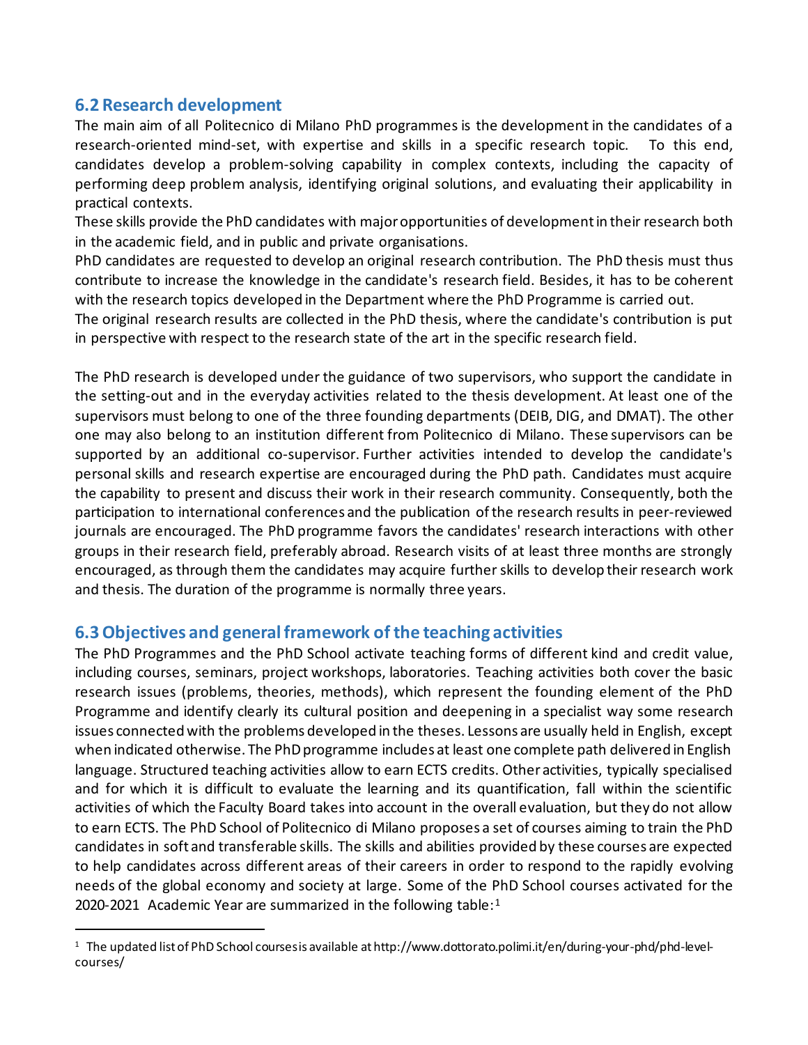## 6.2 Research development

The main aim of all Politecnico di Milano PhD programmes is the development in the candidates of a research-oriented mind-set, with expertise and skills in a specific research topic. To this end, candidates develop a problem-solving capability in complex contexts, including the capacity of performing deep problem analysis, identifying original solutions, and evaluating their applicability in practical contexts.

These skills provide the PhD candidates with major opportunities of development in their research both in the academic field, and in public and private organisations.

PhD candidates are requested to develop an original research contribution. The PhD thesis must thus contribute to increase the knowledge in the candidate's research field. Besides, it has to be coherent with the research topics developed in the Department where the PhD Programme is carried out.

The original research results are collected in the PhD thesis, where the candidate's contribution is put in perspective with respect to the research state of the art in the specific research field.

The PhD research is developed under the guidance of two supervisors, who support the candidate in the setting-out and in the everyday activities related to the thesis development. At least one of the supervisors must belong to one of the three founding departments (DEIB, DIG, and DMAT). The other one may also belong to an institution different from Politecnico di Milano. These supervisors can be supported by an additional co-supervisor. Further activities intended to develop the candidate's personal skills and research expertise are encouraged during the PhD path. Candidates must acquire the capability to present and discuss their work in their research community. Consequently, both the participation to international conferences and the publication of the research results in peer-reviewed journals are encouraged. The PhD programme favors the candidates' research interactions with other groups in their research field, preferably abroad. Research visits of at least three months are strongly encouraged, as through them the candidates may acquire further skills to develop their research work and thesis. The duration of the programme is normally three years.

## 6.3 Objectives and general framework of the teaching activities

The PhD Programmes and the PhD School activate teaching forms of different kind and credit value, including courses, seminars, project workshops, laboratories. Teaching activities both cover the basic research issues (problems, theories, methods), which represent the founding element of the PhD Programme and identify clearly its cultural position and deepening in a specialist way some research issues connected with the problems developed in the theses. Lessons are usually held in English, except when indicated otherwise. The PhD programme includes at least one complete path delivered in English language. Structured teaching activities allow to earn ECTS credits. Other activities, typically specialised and for which it is difficult to evaluate the learning and its quantification, fall within the scientific activities of which the Faculty Board takes into account in the overall evaluation, but they do not allow to earn ECTS. The PhD School of Politecnico di Milano proposes a set of courses aiming to train the PhD candidates in soft and transferable skills. The skills and abilities provided by these courses are expected to help candidates across different areas of their careers in order to respond to the rapidly evolving needs of the global economy and society at large. Some of the PhD School courses activated for the 2020-2021 Academic Year are summarized in the following table:[1]

[1] The updated list of PhD School courses is available at http://www.dottorato.polimi.it/en/during-your-phd/phd-level-courses/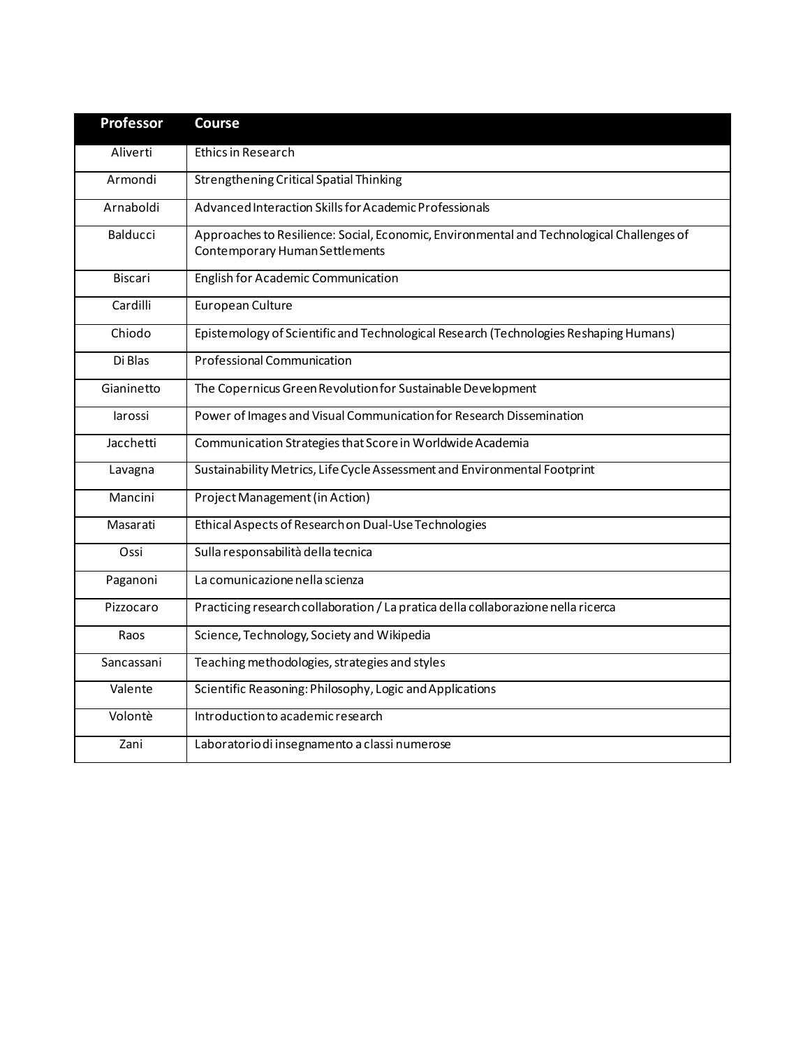| Professor | Course |
|---|---|
| Aliverti | Ethics in Research |
| Armondi | Strengthening Critical Spatial Thinking |
| Arnaboldi | Advanced Interaction Skills for Academic Professionals |
| Balducci | Approaches to Resilience: Social, Economic, Environmental and Technological Challenges of Contemporary Human Settlements |
| Biscari | English for Academic Communication |
| Cardilli | European Culture |
| Chiodo | Epistemology of Scientific and Technological Research (Technologies Reshaping Humans) |
| Di Blas | Professional Communication |
| Gianinetto | The Copernicus Green Revolution for Sustainable Development |
| Iarossi | Power of Images and Visual Communication for Research Dissemination |
| Jacchetti | Communication Strategies that Score in Worldwide Academia |
| Lavagna | Sustainability Metrics, Life Cycle Assessment and Environmental Footprint |
| Mancini | Project Management (in Action) |
| Masarati | Ethical Aspects of Research on Dual-Use Technologies |
| Ossi | Sulla responsabilità della tecnica |
| Paganoni | La comunicazione nella scienza |
| Pizzocaro | Practicing research collaboration / La pratica della collaborazione nella ricerca |
| Raos | Science, Technology, Society and Wikipedia |
| Sancassani | Teaching methodologies, strategies and styles |
| Valente | Scientific Reasoning: Philosophy, Logic and Applications |
| Volontè | Introduction to academic research |
| Zani | Laboratorio di insegnamento a classi numerose |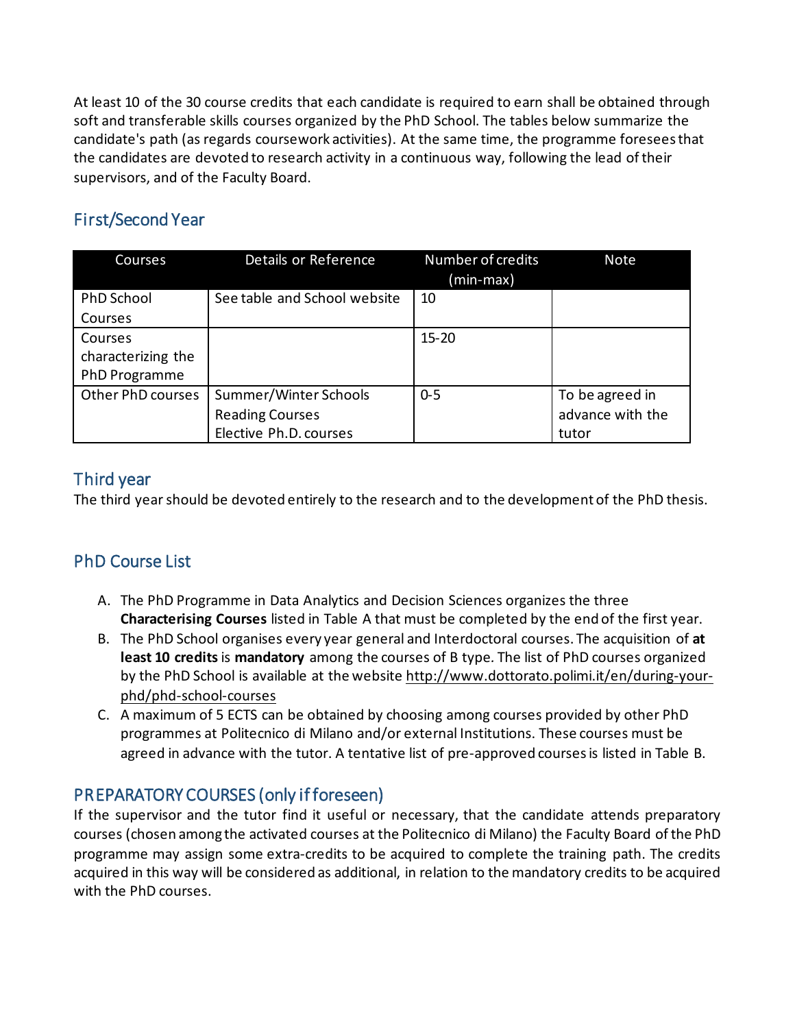At least 10 of the 30 course credits that each candidate is required to earn shall be obtained through soft and transferable skills courses organized by the PhD School. The tables below summarize the candidate's path (as regards coursework activities). At the same time, the programme foresees that the candidates are devoted to research activity in a continuous way, following the lead of their supervisors, and of the Faculty Board.

## First/Second Year

| Courses | Details or Reference | Number of credits (min-max) | Note |
|---|---|---|---|
| PhD School Courses | See table and School website | 10 | |
| Courses characterizing the PhD Programme | | 15-20 | |
| Other PhD courses | Summer/Winter Schools<br>Reading Courses<br>Elective Ph.D. courses | 0-5 | To be agreed in advance with the tutor |

## Third year

The third year should be devoted entirely to the research and to the development of the PhD thesis.

## PhD Course List

A. The PhD Programme in Data Analytics and Decision Sciences organizes the three **Characterising Courses** listed in Table A that must be completed by the end of the first year.
B. The PhD School organises every year general and Interdoctoral courses. The acquisition of **at least 10 credits** is **mandatory** among the courses of B type. The list of PhD courses organized by the PhD School is available at the website http://www.dottorato.polimi.it/en/during-your-phd/phd-school-courses
C. A maximum of 5 ECTS can be obtained by choosing among courses provided by other PhD programmes at Politecnico di Milano and/or external Institutions. These courses must be agreed in advance with the tutor. A tentative list of pre-approved courses is listed in Table B.

## PREPARATORY COURSES (only if foreseen)

If the supervisor and the tutor find it useful or necessary, that the candidate attends preparatory courses (chosen among the activated courses at the Politecnico di Milano) the Faculty Board of the PhD programme may assign some extra-credits to be acquired to complete the training path. The credits acquired in this way will be considered as additional, in relation to the mandatory credits to be acquired with the PhD courses.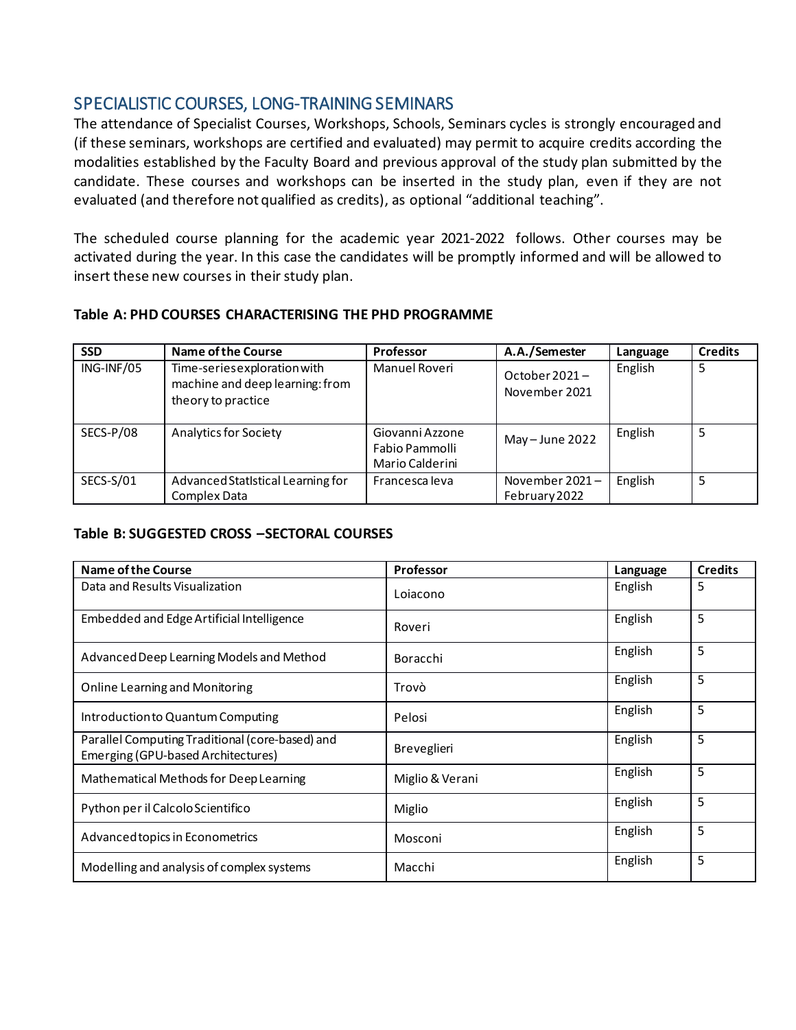## SPECIALISTIC COURSES, LONG-TRAINING SEMINARS

The attendance of Specialist Courses, Workshops, Schools, Seminars cycles is strongly encouraged and (if these seminars, workshops are certified and evaluated) may permit to acquire credits according the modalities established by the Faculty Board and previous approval of the study plan submitted by the candidate. These courses and workshops can be inserted in the study plan, even if they are not evaluated (and therefore not qualified as credits), as optional "additional teaching".

The scheduled course planning for the academic year 2021-2022 follows. Other courses may be activated during the year. In this case the candidates will be promptly informed and will be allowed to insert these new courses in their study plan.

**Table A: PHD COURSES CHARACTERISING THE PHD PROGRAMME**

| SSD | Name of the Course | Professor | A.A./Semester | Language | Credits |
|---|---|---|---|---|---|
| ING-INF/05 | Time-series exploration with machine and deep learning: from theory to practice | Manuel Roveri | October 2021 – November 2021 | English | 5 |
| SECS-P/08 | Analytics for Society | Giovanni Azzone<br>Fabio Pammolli<br>Mario Calderini | May – June 2022 | English | 5 |
| SECS-S/01 | Advanced StatIstical Learning for Complex Data | Francesca Ieva | November 2021 – February 2022 | English | 5 |

**Table B: SUGGESTED CROSS –SECTORAL COURSES**

| Name of the Course | Professor | Language | Credits |
|---|---|---|---|
| Data and Results Visualization | Loiacono | English | 5 |
| Embedded and Edge Artificial Intelligence | Roveri | English | 5 |
| Advanced Deep Learning Models and Method | Boracchi | English | 5 |
| Online Learning and Monitoring | Trovò | English | 5 |
| Introduction to Quantum Computing | Pelosi | English | 5 |
| Parallel Computing Traditional (core-based) and Emerging (GPU-based Architectures) | Breveglieri | English | 5 |
| Mathematical Methods for Deep Learning | Miglio & Verani | English | 5 |
| Python per il Calcolo Scientifico | Miglio | English | 5 |
| Advanced topics in Econometrics | Mosconi | English | 5 |
| Modelling and analysis of complex systems | Macchi | English | 5 |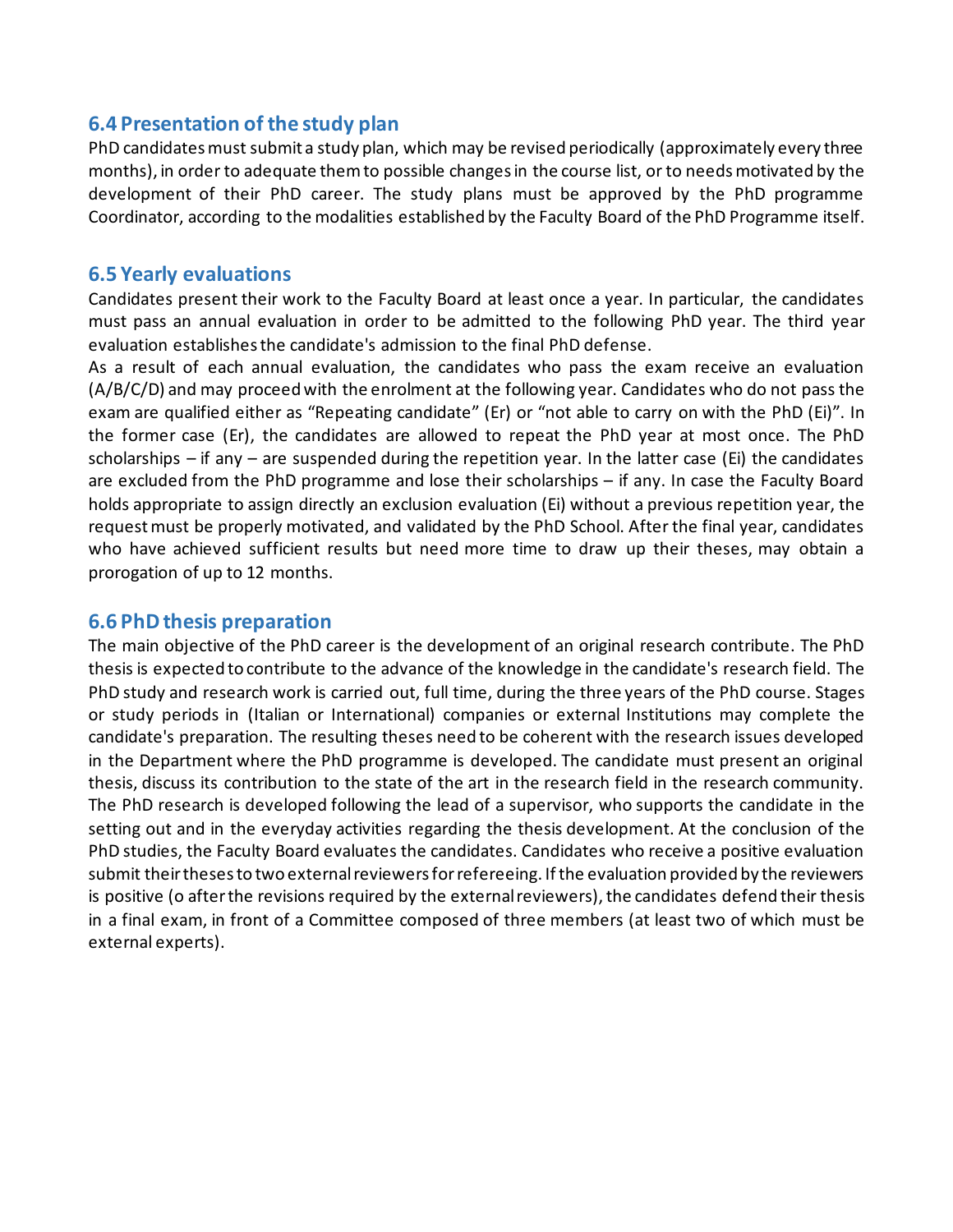## 6.4 Presentation of the study plan

PhD candidates must submit a study plan, which may be revised periodically (approximately every three months), in order to adequate them to possible changes in the course list, or to needs motivated by the development of their PhD career. The study plans must be approved by the PhD programme Coordinator, according to the modalities established by the Faculty Board of the PhD Programme itself.

## 6.5 Yearly evaluations

Candidates present their work to the Faculty Board at least once a year. In particular, the candidates must pass an annual evaluation in order to be admitted to the following PhD year. The third year evaluation establishes the candidate's admission to the final PhD defense.

As a result of each annual evaluation, the candidates who pass the exam receive an evaluation (A/B/C/D) and may proceed with the enrolment at the following year. Candidates who do not pass the exam are qualified either as "Repeating candidate" (Er) or "not able to carry on with the PhD (Ei)". In the former case (Er), the candidates are allowed to repeat the PhD year at most once. The PhD scholarships – if any – are suspended during the repetition year. In the latter case (Ei) the candidates are excluded from the PhD programme and lose their scholarships – if any. In case the Faculty Board holds appropriate to assign directly an exclusion evaluation (Ei) without a previous repetition year, the request must be properly motivated, and validated by the PhD School. After the final year, candidates who have achieved sufficient results but need more time to draw up their theses, may obtain a prorogation of up to 12 months.

## 6.6 PhD thesis preparation

The main objective of the PhD career is the development of an original research contribute. The PhD thesis is expected to contribute to the advance of the knowledge in the candidate's research field. The PhD study and research work is carried out, full time, during the three years of the PhD course. Stages or study periods in (Italian or International) companies or external Institutions may complete the candidate's preparation. The resulting theses need to be coherent with the research issues developed in the Department where the PhD programme is developed. The candidate must present an original thesis, discuss its contribution to the state of the art in the research field in the research community. The PhD research is developed following the lead of a supervisor, who supports the candidate in the setting out and in the everyday activities regarding the thesis development. At the conclusion of the PhD studies, the Faculty Board evaluates the candidates. Candidates who receive a positive evaluation submit their theses to two external reviewers for refereeing. If the evaluation provided by the reviewers is positive (o after the revisions required by the external reviewers), the candidates defend their thesis in a final exam, in front of a Committee composed of three members (at least two of which must be external experts).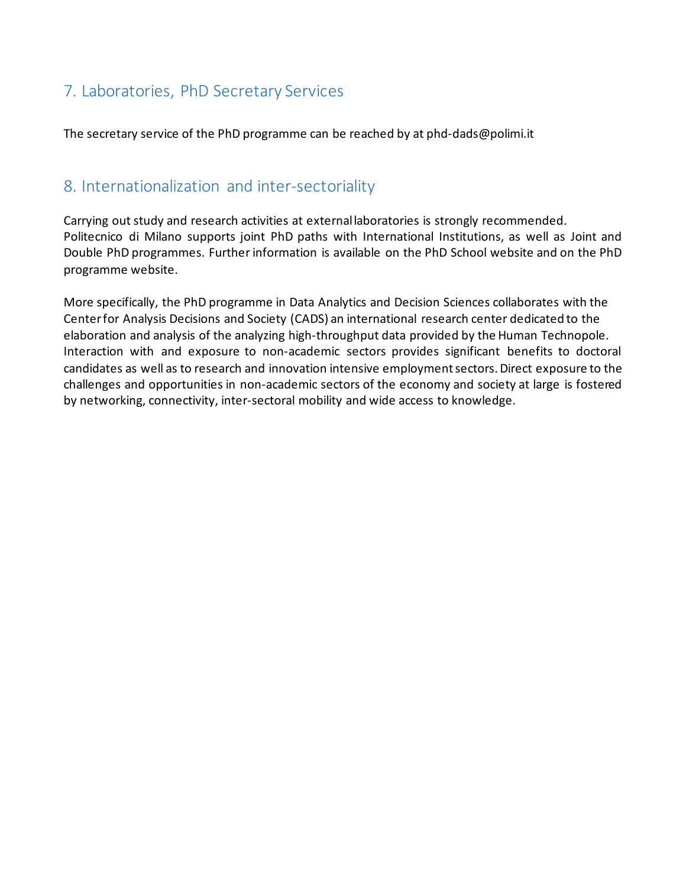## 7. Laboratories, PhD Secretary Services

The secretary service of the PhD programme can be reached by at phd-dads@polimi.it

## 8. Internationalization and inter-sectoriality

Carrying out study and research activities at external laboratories is strongly recommended. Politecnico di Milano supports joint PhD paths with International Institutions, as well as Joint and Double PhD programmes. Further information is available on the PhD School website and on the PhD programme website.

More specifically, the PhD programme in Data Analytics and Decision Sciences collaborates with the Center for Analysis Decisions and Society (CADS) an international research center dedicated to the elaboration and analysis of the analyzing high-throughput data provided by the Human Technopole. Interaction with and exposure to non-academic sectors provides significant benefits to doctoral candidates as well as to research and innovation intensive employment sectors. Direct exposure to the challenges and opportunities in non-academic sectors of the economy and society at large is fostered by networking, connectivity, inter-sectoral mobility and wide access to knowledge.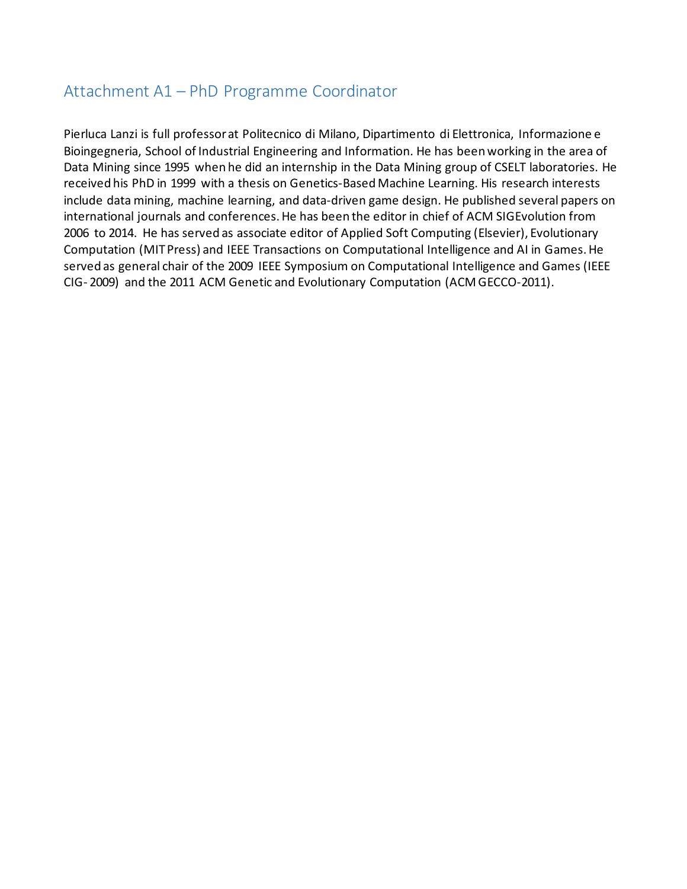## Attachment A1 – PhD Programme Coordinator

Pierluca Lanzi is full professor at Politecnico di Milano, Dipartimento di Elettronica, Informazione e Bioingegneria, School of Industrial Engineering and Information. He has been working in the area of Data Mining since 1995 when he did an internship in the Data Mining group of CSELT laboratories. He received his PhD in 1999 with a thesis on Genetics-Based Machine Learning. His research interests include data mining, machine learning, and data-driven game design. He published several papers on international journals and conferences. He has been the editor in chief of ACM SIGEvolution from 2006 to 2014. He has served as associate editor of Applied Soft Computing (Elsevier), Evolutionary Computation (MIT Press) and IEEE Transactions on Computational Intelligence and AI in Games. He served as general chair of the 2009 IEEE Symposium on Computational Intelligence and Games (IEEE CIG- 2009) and the 2011 ACM Genetic and Evolutionary Computation (ACM GECCO-2011).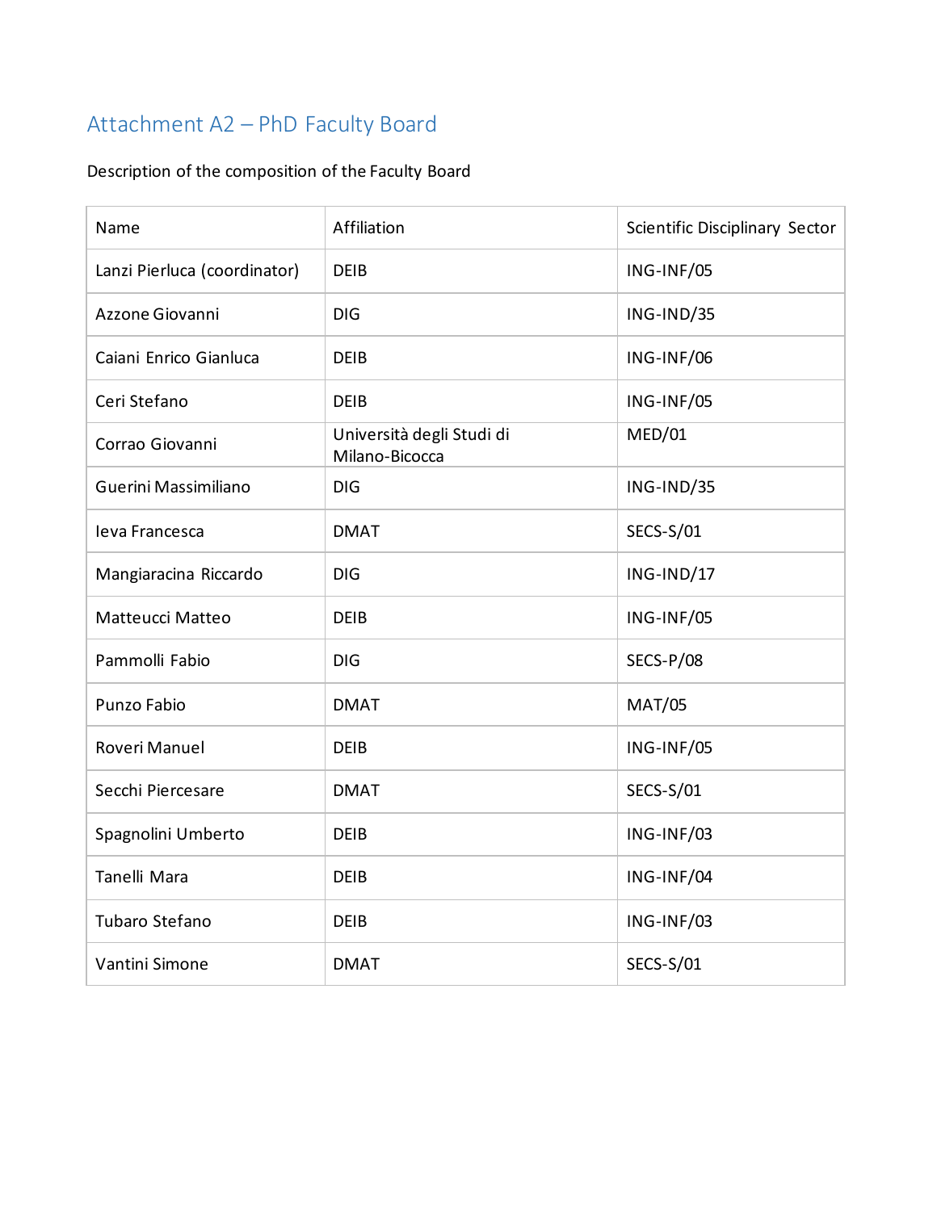## Attachment A2 – PhD Faculty Board

Description of the composition of the Faculty Board

| Name | Affiliation | Scientific Disciplinary Sector |
|---|---|---|
| Lanzi Pierluca (coordinator) | DEIB | ING-INF/05 |
| Azzone Giovanni | DIG | ING-IND/35 |
| Caiani Enrico Gianluca | DEIB | ING-INF/06 |
| Ceri Stefano | DEIB | ING-INF/05 |
| Corrao Giovanni | Università degli Studi di Milano-Bicocca | MED/01 |
| Guerini Massimiliano | DIG | ING-IND/35 |
| Ieva Francesca | DMAT | SECS-S/01 |
| Mangiaracina Riccardo | DIG | ING-IND/17 |
| Matteucci Matteo | DEIB | ING-INF/05 |
| Pammolli Fabio | DIG | SECS-P/08 |
| Punzo Fabio | DMAT | MAT/05 |
| Roveri Manuel | DEIB | ING-INF/05 |
| Secchi Piercesare | DMAT | SECS-S/01 |
| Spagnolini Umberto | DEIB | ING-INF/03 |
| Tanelli Mara | DEIB | ING-INF/04 |
| Tubaro Stefano | DEIB | ING-INF/03 |
| Vantini Simone | DMAT | SECS-S/01 |